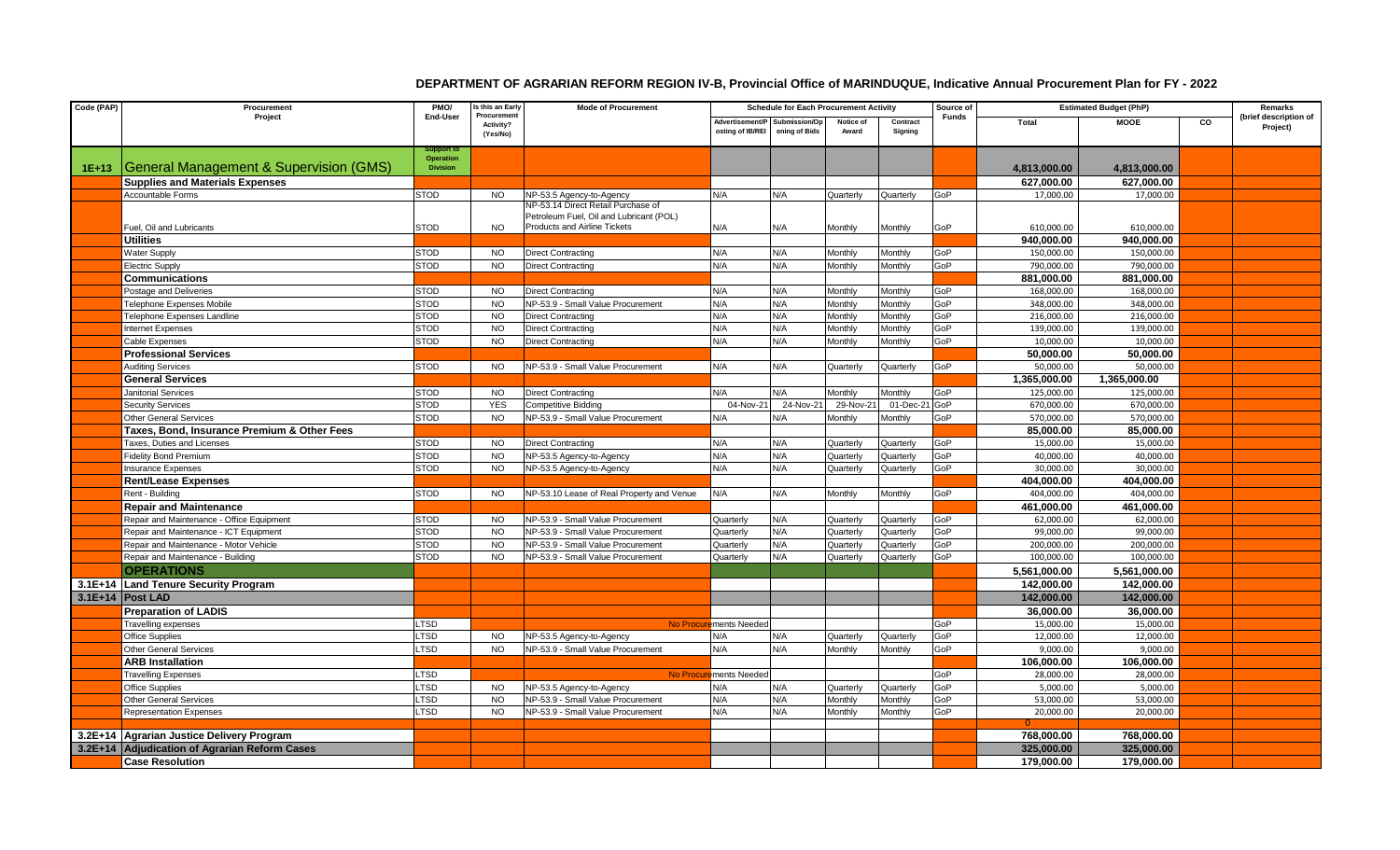# DEPARTMENT OF AGRARIAN REFORM REGION IV-B, Provincial Office of MARINDUQUE, Indicative Annual Procurement Plan for FY - 2022

| Code (PAP) | Procurement Project | PMO/ End-User | Is this an Early Procurement Activity? (Yes/No) | Mode of Procurement | Schedule for Each Procurement Activity | | | | Source of Funds | Estimated Budget (PhP) | | | Remarks (brief description of Project) |
|---|---|---|---|---|---|---|---|---|---|---|---|---|---|
| | | | | | Advertisement/Posting of IB/REI | Submission/Opening of Bids | Notice of Award | Contract Signing | | Total | MOOE | CO | |
| 1E+13 | General Management & Supervision (GMS) | Support to Operation Division | | | | | | | | 4,813,000.00 | 4,813,000.00 | | |
| | **Supplies and Materials Expenses** | | | | | | | | | 627,000.00 | 627,000.00 | | |
| | Accountable Forms | STOD | NO | NP-53.5 Agency-to-Agency | N/A | N/A | Quarterly | Quarterly | GoP | 17,000.00 | 17,000.00 | | |
| | Fuel, Oil and Lubricants | STOD | NO | NP-53.14 Direct Retail Purchase of Petroleum Fuel, Oil and Lubricant (POL) Products and Airline Tickets | N/A | N/A | Monthly | Monthly | GoP | 610,000.00 | 610,000.00 | | |
| | **Utilities** | | | | | | | | | 940,000.00 | 940,000.00 | | |
| | Water Supply | STOD | NO | Direct Contracting | N/A | N/A | Monthly | Monthly | GoP | 150,000.00 | 150,000.00 | | |
| | Electric Supply | STOD | NO | Direct Contracting | N/A | N/A | Monthly | Monthly | GoP | 790,000.00 | 790,000.00 | | |
| | **Communications** | | | | | | | | | 881,000.00 | 881,000.00 | | |
| | Postage and Deliveries | STOD | NO | Direct Contracting | N/A | N/A | Monthly | Monthly | GoP | 168,000.00 | 168,000.00 | | |
| | Telephone Expenses Mobile | STOD | NO | NP-53.9 - Small Value Procurement | N/A | N/A | Monthly | Monthly | GoP | 348,000.00 | 348,000.00 | | |
| | Telephone Expenses Landline | STOD | NO | Direct Contracting | N/A | N/A | Monthly | Monthly | GoP | 216,000.00 | 216,000.00 | | |
| | Internet Expenses | STOD | NO | Direct Contracting | N/A | N/A | Monthly | Monthly | GoP | 139,000.00 | 139,000.00 | | |
| | Cable Expenses | STOD | NO | Direct Contracting | N/A | N/A | Monthly | Monthly | GoP | 10,000.00 | 10,000.00 | | |
| | **Professional Services** | | | | | | | | | 50,000.00 | 50,000.00 | | |
| | Auditing Services | STOD | NO | NP-53.9 - Small Value Procurement | N/A | N/A | Quarterly | Quarterly | GoP | 50,000.00 | 50,000.00 | | |
| | **General Services** | | | | | | | | | 1,365,000.00 | 1,365,000.00 | | |
| | Janitorial Services | STOD | NO | Direct Contracting | N/A | N/A | Monthly | Monthly | GoP | 125,000.00 | 125,000.00 | | |
| | Security Services | STOD | YES | Competitive Bidding | 04-Nov-21 | 24-Nov-21 | 29-Nov-21 | 01-Dec-21 | GoP | 670,000.00 | 670,000.00 | | |
| | Other General Services | STOD | NO | NP-53.9 - Small Value Procurement | N/A | N/A | Monthly | Monthly | GoP | 570,000.00 | 570,000.00 | | |
| | **Taxes, Bond, Insurance Premium & Other Fees** | | | | | | | | | 85,000.00 | 85,000.00 | | |
| | Taxes, Duties and Licenses | STOD | NO | Direct Contracting | N/A | N/A | Quarterly | Quarterly | GoP | 15,000.00 | 15,000.00 | | |
| | Fidelity Bond Premium | STOD | NO | NP-53.5 Agency-to-Agency | N/A | N/A | Quarterly | Quarterly | GoP | 40,000.00 | 40,000.00 | | |
| | Insurance Expenses | STOD | NO | NP-53.5 Agency-to-Agency | N/A | N/A | Quarterly | Quarterly | GoP | 30,000.00 | 30,000.00 | | |
| | **Rent/Lease Expenses** | | | | | | | | | 404,000.00 | 404,000.00 | | |
| | Rent - Building | STOD | NO | NP-53.10 Lease of Real Property and Venue | N/A | N/A | Monthly | Monthly | GoP | 404,000.00 | 404,000.00 | | |
| | **Repair and Maintenance** | | | | | | | | | 461,000.00 | 461,000.00 | | |
| | Repair and Maintenance - Office Equipment | STOD | NO | NP-53.9 - Small Value Procurement | Quarterly | N/A | Quarterly | Quarterly | GoP | 62,000.00 | 62,000.00 | | |
| | Repair and Maintenance - ICT Equipment | STOD | NO | NP-53.9 - Small Value Procurement | Quarterly | N/A | Quarterly | Quarterly | GoP | 99,000.00 | 99,000.00 | | |
| | Repair and Maintenance - Motor Vehicle | STOD | NO | NP-53.9 - Small Value Procurement | Quarterly | N/A | Quarterly | Quarterly | GoP | 200,000.00 | 200,000.00 | | |
| | Repair and Maintenance - Building | STOD | NO | NP-53.9 - Small Value Procurement | Quarterly | N/A | Quarterly | Quarterly | GoP | 100,000.00 | 100,000.00 | | |
| | **OPERATIONS** | | | | | | | | | 5,561,000.00 | 5,561,000.00 | | |
| 3.1E+14 | **Land Tenure Security Program** | | | | | | | | | 142,000.00 | 142,000.00 | | |
| 3.1E+14 | **Post LAD** | | | | | | | | | 142,000.00 | 142,000.00 | | |
| | **Preparation of LADIS** | | | | | | | | | 36,000.00 | 36,000.00 | | |
| | Travelling expenses | LTSD | | No Procurements Needed | | | | | GoP | 15,000.00 | 15,000.00 | | |
| | Office Supplies | LTSD | NO | NP-53.5 Agency-to-Agency | N/A | N/A | Quarterly | Quarterly | GoP | 12,000.00 | 12,000.00 | | |
| | Other General Services | LTSD | NO | NP-53.9 - Small Value Procurement | N/A | N/A | Monthly | Monthly | GoP | 9,000.00 | 9,000.00 | | |
| | **ARB Installation** | | | | | | | | | 106,000.00 | 106,000.00 | | |
| | Travelling Expenses | LTSD | | No Procurements Needed | | | | | GoP | 28,000.00 | 28,000.00 | | |
| | Office Supplies | LTSD | NO | NP-53.5 Agency-to-Agency | N/A | N/A | Quarterly | Quarterly | GoP | 5,000.00 | 5,000.00 | | |
| | Other General Services | LTSD | NO | NP-53.9 - Small Value Procurement | N/A | N/A | Monthly | Monthly | GoP | 53,000.00 | 53,000.00 | | |
| | Representation Expenses | LTSD | NO | NP-53.9 - Small Value Procurement | N/A | N/A | Monthly | Monthly | GoP | 20,000.00 | 20,000.00 | | |
| | | | | | | | | | | 0 | | | |
| 3.2E+14 | **Agrarian Justice Delivery Program** | | | | | | | | | 768,000.00 | 768,000.00 | | |
| 3.2E+14 | **Adjudication of Agrarian Reform Cases** | | | | | | | | | 325,000.00 | 325,000.00 | | |
| | **Case Resolution** | | | | | | | | | 179,000.00 | 179,000.00 | | |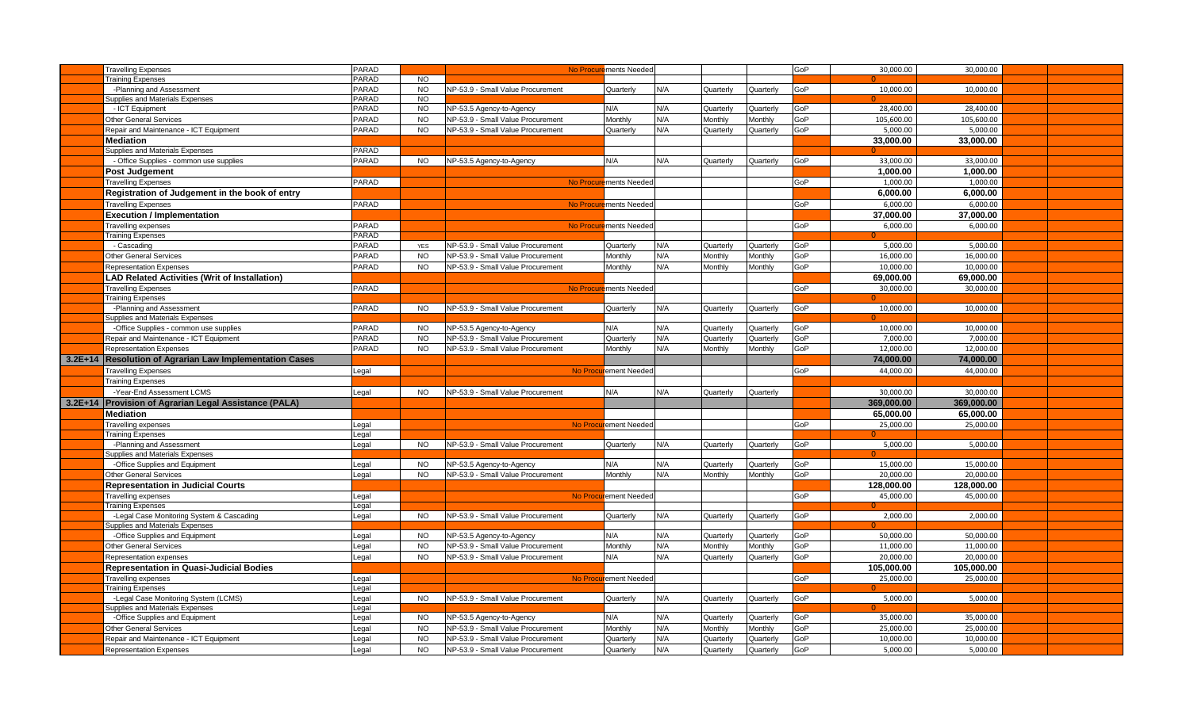| | | | | | | | | | | | | | |
|---|---|---|---|---|---|---|---|---|---|---|---|---|---|
| | Travelling Expenses | PARAD | | No Procurements Needed | | | | | GoP | 30,000.00 | 30,000.00 | | |
| | Training Expenses | PARAD | NO | | | | | | | 0 | | | |
| | -Planning and Assessment | PARAD | NO | NP-53.9 - Small Value Procurement | Quarterly | N/A | Quarterly | Quarterly | GoP | 10,000.00 | 10,000.00 | | |
| | Supplies and Materials Expenses | PARAD | NO | | | | | | | 0 | | | |
| | - ICT Equipment | PARAD | NO | NP-53.5 Agency-to-Agency | N/A | N/A | Quarterly | Quarterly | GoP | 28,400.00 | 28,400.00 | | |
| | Other General Services | PARAD | NO | NP-53.9 - Small Value Procurement | Monthly | N/A | Monthly | Monthly | GoP | 105,600.00 | 105,600.00 | | |
| | Repair and Maintenance - ICT Equipment | PARAD | NO | NP-53.9 - Small Value Procurement | Quarterly | N/A | Quarterly | Quarterly | GoP | 5,000.00 | 5,000.00 | | |
| | **Mediation** | | | | | | | | | **33,000.00** | **33,000.00** | | |
| | Supplies and Materials Expenses | PARAD | | | | | | | | 0 | | | |
| | - Office Supplies - common use supplies | PARAD | NO | NP-53.5 Agency-to-Agency | N/A | N/A | Quarterly | Quarterly | GoP | 33,000.00 | 33,000.00 | | |
| | **Post Judgement** | | | | | | | | | **1,000.00** | **1,000.00** | | |
| | Travelling Expenses | PARAD | | No Procurements Needed | | | | | GoP | 1,000.00 | 1,000.00 | | |
| | **Registration of Judgement in the book of entry** | | | | | | | | | **6,000.00** | **6,000.00** | | |
| | Travelling Expenses | PARAD | | No Procurements Needed | | | | | GoP | 6,000.00 | 6,000.00 | | |
| | **Execution / Implementation** | | | | | | | | | **37,000.00** | **37,000.00** | | |
| | Travelling expenses | PARAD | | No Procurements Needed | | | | | GoP | 6,000.00 | 6,000.00 | | |
| | Training Expenses | PARAD | | | | | | | | 0 | | | |
| | - Cascading | PARAD | YES | NP-53.9 - Small Value Procurement | Quarterly | N/A | Quarterly | Quarterly | GoP | 5,000.00 | 5,000.00 | | |
| | Other General Services | PARAD | NO | NP-53.9 - Small Value Procurement | Monthly | N/A | Monthly | Monthly | GoP | 16,000.00 | 16,000.00 | | |
| | Representation Expenses | PARAD | NO | NP-53.9 - Small Value Procurement | Monthly | N/A | Monthly | Monthly | GoP | 10,000.00 | 10,000.00 | | |
| | **LAD Related Activities (Writ of Installation)** | | | | | | | | | **69,000.00** | **69,000.00** | | |
| | Travelling Expenses | PARAD | | No Procurements Needed | | | | | GoP | 30,000.00 | 30,000.00 | | |
| | Training Expenses | | | | | | | | | 0 | | | |
| | -Planning and Assessment | PARAD | NO | NP-53.9 - Small Value Procurement | Quarterly | N/A | Quarterly | Quarterly | GoP | 10,000.00 | 10,000.00 | | |
| | Supplies and Materials Expenses | | | | | | | | | 0 | | | |
| | -Office Supplies - common use supplies | PARAD | NO | NP-53.5 Agency-to-Agency | N/A | N/A | Quarterly | Quarterly | GoP | 10,000.00 | 10,000.00 | | |
| | Repair and Maintenance - ICT Equipment | PARAD | NO | NP-53.9 - Small Value Procurement | Quarterly | N/A | Quarterly | Quarterly | GoP | 7,000.00 | 7,000.00 | | |
| | Representation Expenses | PARAD | NO | NP-53.9 - Small Value Procurement | Monthly | N/A | Monthly | Monthly | GoP | 12,000.00 | 12,000.00 | | |
| 3.2E+14 | **Resolution of Agrarian Law Implementation Cases** | | | | | | | | | **74,000.00** | **74,000.00** | | |
| | Travelling Expenses | Legal | | No Procurement Needed | | | | | GoP | 44,000.00 | 44,000.00 | | |
| | Training Expenses | | | | | | | | | | | | |
| | -Year-End Assessment LCMS | Legal | NO | NP-53.9 - Small Value Procurement | N/A | N/A | Quarterly | Quarterly | | 30,000.00 | 30,000.00 | | |
| 3.2E+14 | **Provision of Agrarian Legal Assistance (PALA)** | | | | | | | | | **369,000.00** | **369,000.00** | | |
| | **Mediation** | | | | | | | | | **65,000.00** | **65,000.00** | | |
| | Travelling expenses | Legal | | No Procurement Needed | | | | | GoP | 25,000.00 | 25,000.00 | | |
| | Training Expenses | Legal | | | | | | | | 0 | | | |
| | -Planning and Assessment | Legal | NO | NP-53.9 - Small Value Procurement | Quarterly | N/A | Quarterly | Quarterly | GoP | 5,000.00 | 5,000.00 | | |
| | Supplies and Materials Expenses | | | | | | | | | 0 | | | |
| | -Office Supplies and Equipment | Legal | NO | NP-53.5 Agency-to-Agency | N/A | N/A | Quarterly | Quarterly | GoP | 15,000.00 | 15,000.00 | | |
| | Other General Services | Legal | NO | NP-53.9 - Small Value Procurement | Monthly | N/A | Monthly | Monthly | GoP | 20,000.00 | 20,000.00 | | |
| | **Representation in Judicial Courts** | | | | | | | | | **128,000.00** | **128,000.00** | | |
| | Travelling expenses | Legal | | No Procurement Needed | | | | | GoP | 45,000.00 | 45,000.00 | | |
| | Training Expenses | Legal | | | | | | | | 0 | | | |
| | -Legal Case Monitoring System & Cascading | Legal | NO | NP-53.9 - Small Value Procurement | Quarterly | N/A | Quarterly | Quarterly | GoP | 2,000.00 | 2,000.00 | | |
| | Supplies and Materials Expenses | | | | | | | | | 0 | | | |
| | -Office Supplies and Equipment | Legal | NO | NP-53.5 Agency-to-Agency | N/A | N/A | Quarterly | Quarterly | GoP | 50,000.00 | 50,000.00 | | |
| | Other General Services | Legal | NO | NP-53.9 - Small Value Procurement | Monthly | N/A | Monthly | Monthly | GoP | 11,000.00 | 11,000.00 | | |
| | Representation expenses | Legal | NO | NP-53.9 - Small Value Procurement | N/A | N/A | Quarterly | Quarterly | GoP | 20,000.00 | 20,000.00 | | |
| | **Representation in Quasi-Judicial Bodies** | | | | | | | | | **105,000.00** | **105,000.00** | | |
| | Travelling expenses | Legal | | No Procurement Needed | | | | | GoP | 25,000.00 | 25,000.00 | | |
| | Training Expenses | Legal | | | | | | | | 0 | | | |
| | -Legal Case Monitoring System (LCMS) | Legal | NO | NP-53.9 - Small Value Procurement | Quarterly | N/A | Quarterly | Quarterly | GoP | 5,000.00 | 5,000.00 | | |
| | Supplies and Materials Expenses | Legal | | | | | | | | 0 | | | |
| | -Office Supplies and Equipment | Legal | NO | NP-53.5 Agency-to-Agency | N/A | N/A | Quarterly | Quarterly | GoP | 35,000.00 | 35,000.00 | | |
| | Other General Services | Legal | NO | NP-53.9 - Small Value Procurement | Monthly | N/A | Monthly | Monthly | GoP | 25,000.00 | 25,000.00 | | |
| | Repair and Maintenance - ICT Equipment | Legal | NO | NP-53.9 - Small Value Procurement | Quarterly | N/A | Quarterly | Quarterly | GoP | 10,000.00 | 10,000.00 | | |
| | Representation Expenses | Legal | NO | NP-53.9 - Small Value Procurement | Quarterly | N/A | Quarterly | Quarterly | GoP | 5,000.00 | 5,000.00 | | |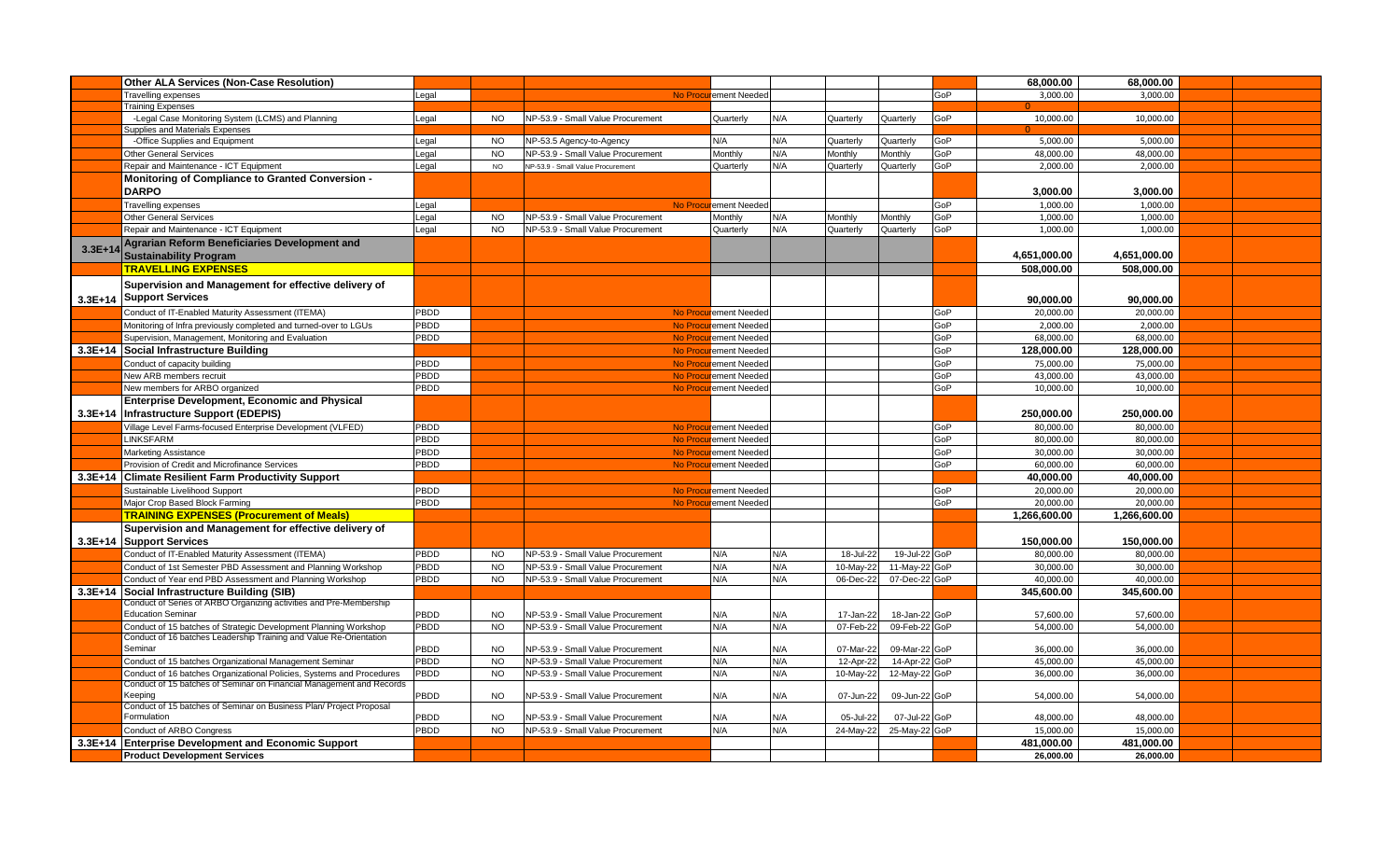| | | | | | | | | | | | | | | |
|---|---|---|---|---|---|---|---|---|---|---|---|---|---|---|
| | **Other ALA Services (Non-Case Resolution)** | | | | | | | | | | **68,000.00** | **68,000.00** | | |
| | Travelling expenses | Legal | | | No Procurement Needed | | | | | GoP | 3,000.00 | 3,000.00 | | |
| | Training Expenses | | | | | | | | | | 0 | | | |
| | -Legal Case Monitoring System (LCMS) and Planning | Legal | NO | NP-53.9 - Small Value Procurement | Quarterly | N/A | Quarterly | Quarterly | | GoP | 10,000.00 | 10,000.00 | | |
| | Supplies and Materials Expenses | | | | | | | | | | 0 | | | |
| | -Office Supplies and Equipment | Legal | NO | NP-53.5 Agency-to-Agency | N/A | N/A | Quarterly | Quarterly | | GoP | 5,000.00 | 5,000.00 | | |
| | Other General Services | Legal | NO | NP-53.9 - Small Value Procurement | Monthly | N/A | Monthly | Monthly | | GoP | 48,000.00 | 48,000.00 | | |
| | Repair and Maintenance - ICT Equipment | Legal | NO | NP-53.9 - Small Value Procurement | Quarterly | N/A | Quarterly | Quarterly | | GoP | 2,000.00 | 2,000.00 | | |
| | **Monitoring of Compliance to Granted Conversion - DARPO** | | | | | | | | | | **3,000.00** | **3,000.00** | | |
| | Travelling expenses | Legal | | | No Procurement Needed | | | | | GoP | 1,000.00 | 1,000.00 | | |
| | Other General Services | Legal | NO | NP-53.9 - Small Value Procurement | Monthly | N/A | Monthly | Monthly | | GoP | 1,000.00 | 1,000.00 | | |
| | Repair and Maintenance - ICT Equipment | Legal | NO | NP-53.9 - Small Value Procurement | Quarterly | N/A | Quarterly | Quarterly | | GoP | 1,000.00 | 1,000.00 | | |
| 3.3E+14 | **Agrarian Reform Beneficiaries Development and Sustainability Program** | | | | | | | | | | **4,651,000.00** | **4,651,000.00** | | |
| | **TRAVELLING EXPENSES** | | | | | | | | | | **508,000.00** | **508,000.00** | | |
| 3.3E+14 | **Supervision and Management for effective delivery of Support Services** | | | | | | | | | | **90,000.00** | **90,000.00** | | |
| | Conduct of IT-Enabled Maturity Assessment (ITEMA) | PBDD | | | No Procurement Needed | | | | | GoP | 20,000.00 | 20,000.00 | | |
| | Monitoring of Infra previously completed and turned-over to LGUs | PBDD | | | No Procurement Needed | | | | | GoP | 2,000.00 | 2,000.00 | | |
| | Supervision, Management, Monitoring and Evaluation | PBDD | | | No Procurement Needed | | | | | GoP | 68,000.00 | 68,000.00 | | |
| 3.3E+14 | **Social Infrastructure Building** | | | | No Procurement Needed | | | | | GoP | **128,000.00** | **128,000.00** | | |
| | Conduct of capacity building | PBDD | | | No Procurement Needed | | | | | GoP | 75,000.00 | 75,000.00 | | |
| | New ARB members recruit | PBDD | | | No Procurement Needed | | | | | GoP | 43,000.00 | 43,000.00 | | |
| | New members for ARBO organized | PBDD | | | No Procurement Needed | | | | | GoP | 10,000.00 | 10,000.00 | | |
| 3.3E+14 | **Enterprise Development, Economic and Physical Infrastructure Support (EDEPIS)** | | | | | | | | | | **250,000.00** | **250,000.00** | | |
| | Village Level Farms-focused Enterprise Development (VLFED) | PBDD | | | No Procurement Needed | | | | | GoP | 80,000.00 | 80,000.00 | | |
| | LINKSFARM | PBDD | | | No Procurement Needed | | | | | GoP | 80,000.00 | 80,000.00 | | |
| | Marketing Assistance | PBDD | | | No Procurement Needed | | | | | GoP | 30,000.00 | 30,000.00 | | |
| | Provision of Credit and Microfinance Services | PBDD | | | No Procurement Needed | | | | | GoP | 60,000.00 | 60,000.00 | | |
| 3.3E+14 | **Climate Resilient Farm Productivity Support** | | | | | | | | | | **40,000.00** | **40,000.00** | | |
| | Sustainable Livelihood Support | PBDD | | | No Procurement Needed | | | | | GoP | 20,000.00 | 20,000.00 | | |
| | Major Crop Based Block Farming | PBDD | | | No Procurement Needed | | | | | GoP | 20,000.00 | 20,000.00 | | |
| | **TRAINING EXPENSES (Procurement of Meals)** | | | | | | | | | | **1,266,600.00** | **1,266,600.00** | | |
| 3.3E+14 | **Supervision and Management for effective delivery of Support Services** | | | | | | | | | | **150,000.00** | **150,000.00** | | |
| | Conduct of IT-Enabled Maturity Assessment (ITEMA) | PBDD | NO | NP-53.9 - Small Value Procurement | N/A | N/A | 18-Jul-22 | 19-Jul-22 | | GoP | 80,000.00 | 80,000.00 | | |
| | Conduct of 1st Semester PBD Assessment and Planning Workshop | PBDD | NO | NP-53.9 - Small Value Procurement | N/A | N/A | 10-May-22 | 11-May-22 | | GoP | 30,000.00 | 30,000.00 | | |
| | Conduct of Year end PBD Assessment and Planning Workshop | PBDD | NO | NP-53.9 - Small Value Procurement | N/A | N/A | 06-Dec-22 | 07-Dec-22 | | GoP | 40,000.00 | 40,000.00 | | |
| 3.3E+14 | **Social Infrastructure Building (SIB)** | | | | | | | | | | **345,600.00** | **345,600.00** | | |
| | Conduct of Series of ARBO Organizing activities and Pre-Membership Education Seminar | PBDD | NO | NP-53.9 - Small Value Procurement | N/A | N/A | 17-Jan-22 | 18-Jan-22 | | GoP | 57,600.00 | 57,600.00 | | |
| | Conduct of 15 batches of Strategic Development Planning Workshop | PBDD | NO | NP-53.9 - Small Value Procurement | N/A | N/A | 07-Feb-22 | 09-Feb-22 | | GoP | 54,000.00 | 54,000.00 | | |
| | Conduct of 16 batches Leadership Training and Value Re-Orientation Seminar | PBDD | NO | NP-53.9 - Small Value Procurement | N/A | N/A | 07-Mar-22 | 09-Mar-22 | | GoP | 36,000.00 | 36,000.00 | | |
| | Conduct of 15 batches Organizational Management Seminar | PBDD | NO | NP-53.9 - Small Value Procurement | N/A | N/A | 12-Apr-22 | 14-Apr-22 | | GoP | 45,000.00 | 45,000.00 | | |
| | Conduct of 16 batches Organizational Policies, Systems and Procedures | PBDD | NO | NP-53.9 - Small Value Procurement | N/A | N/A | 10-May-22 | 12-May-22 | | GoP | 36,000.00 | 36,000.00 | | |
| | Conduct of 15 batches of Seminar on Financial Management and Records Keeping | PBDD | NO | NP-53.9 - Small Value Procurement | N/A | N/A | 07-Jun-22 | 09-Jun-22 | | GoP | 54,000.00 | 54,000.00 | | |
| | Conduct of 15 batches of Seminar on Business Plan/ Project Proposal Formulation | PBDD | NO | NP-53.9 - Small Value Procurement | N/A | N/A | 05-Jul-22 | 07-Jul-22 | | GoP | 48,000.00 | 48,000.00 | | |
| | Conduct of ARBO Congress | PBDD | NO | NP-53.9 - Small Value Procurement | N/A | N/A | 24-May-22 | 25-May-22 | | GoP | 15,000.00 | 15,000.00 | | |
| 3.3E+14 | **Enterprise Development and Economic Support** | | | | | | | | | | **481,000.00** | **481,000.00** | | |
| | **Product Development Services** | | | | | | | | | | **26,000.00** | **26,000.00** | | |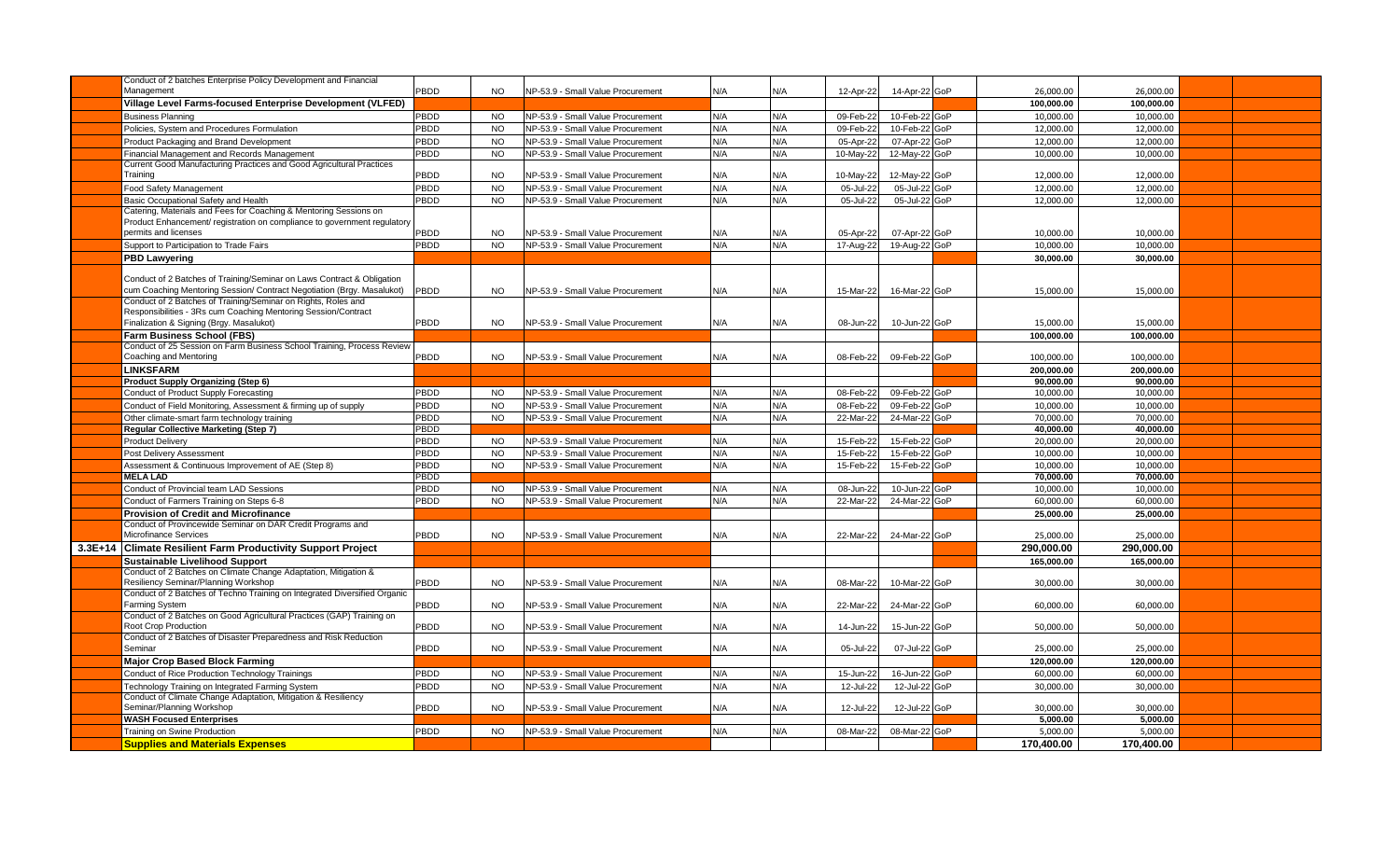| | | | | | | | | | | | | | |
|---|---|---|---|---|---|---|---|---|---|---|---|---|---|
| | Conduct of 2 batches Enterprise Policy Development and Financial Management | PBDD | NO | NP-53.9 - Small Value Procurement | N/A | N/A | 12-Apr-22 | 14-Apr-22 | GoP | 26,000.00 | 26,000.00 | | |
| | **Village Level Farms-focused Enterprise Development (VLFED)** | | | | | | | | | **100,000.00** | **100,000.00** | | |
| | Business Planning | PBDD | NO | NP-53.9 - Small Value Procurement | N/A | N/A | 09-Feb-22 | 10-Feb-22 | GoP | 10,000.00 | 10,000.00 | | |
| | Policies, System and Procedures Formulation | PBDD | NO | NP-53.9 - Small Value Procurement | N/A | N/A | 09-Feb-22 | 10-Feb-22 | GoP | 12,000.00 | 12,000.00 | | |
| | Product Packaging and Brand Development | PBDD | NO | NP-53.9 - Small Value Procurement | N/A | N/A | 05-Apr-22 | 07-Apr-22 | GoP | 12,000.00 | 12,000.00 | | |
| | Financial Management and Records Management | PBDD | NO | NP-53.9 - Small Value Procurement | N/A | N/A | 10-May-22 | 12-May-22 | GoP | 10,000.00 | 10,000.00 | | |
| | Current Good Manufacturing Practices and Good Agricultural Practices Training | PBDD | NO | NP-53.9 - Small Value Procurement | N/A | N/A | 10-May-22 | 12-May-22 | GoP | 12,000.00 | 12,000.00 | | |
| | Food Safety Management | PBDD | NO | NP-53.9 - Small Value Procurement | N/A | N/A | 05-Jul-22 | 05-Jul-22 | GoP | 12,000.00 | 12,000.00 | | |
| | Basic Occupational Safety and Health | PBDD | NO | NP-53.9 - Small Value Procurement | N/A | N/A | 05-Jul-22 | 05-Jul-22 | GoP | 12,000.00 | 12,000.00 | | |
| | Catering, Materials and Fees for Coaching & Mentoring Sessions on Product Enhancement/ registration on compliance to government regulatory permits and licenses | PBDD | NO | NP-53.9 - Small Value Procurement | N/A | N/A | 05-Apr-22 | 07-Apr-22 | GoP | 10,000.00 | 10,000.00 | | |
| | Support to Participation to Trade Fairs | PBDD | NO | NP-53.9 - Small Value Procurement | N/A | N/A | 17-Aug-22 | 19-Aug-22 | GoP | 10,000.00 | 10,000.00 | | |
| | **PBD Lawyering** | | | | | | | | | **30,000.00** | **30,000.00** | | |
| | Conduct of 2 Batches of Training/Seminar on Laws Contract & Obligation cum Coaching Mentoring Session/ Contract Negotiation (Brgy. Masalukot) | PBDD | NO | NP-53.9 - Small Value Procurement | N/A | N/A | 15-Mar-22 | 16-Mar-22 | GoP | 15,000.00 | 15,000.00 | | |
| | Conduct of 2 Batches of Training/Seminar on Rights, Roles and Responsibilities - 3Rs cum Coaching Mentoring Session/Contract Finalization & Signing (Brgy. Masalukot) | PBDD | NO | NP-53.9 - Small Value Procurement | N/A | N/A | 08-Jun-22 | 10-Jun-22 | GoP | 15,000.00 | 15,000.00 | | |
| | **Farm Business School (FBS)** | | | | | | | | | **100,000.00** | **100,000.00** | | |
| | Conduct of 25 Session on Farm Business School Training, Process Review Coaching and Mentoring | PBDD | NO | NP-53.9 - Small Value Procurement | N/A | N/A | 08-Feb-22 | 09-Feb-22 | GoP | 100,000.00 | 100,000.00 | | |
| | **LINKSFARM** | | | | | | | | | **200,000.00** | **200,000.00** | | |
| | **Product Supply Organizing (Step 6)** | | | | | | | | | **90,000.00** | **90,000.00** | | |
| | Conduct of Product Supply Forecasting | PBDD | NO | NP-53.9 - Small Value Procurement | N/A | N/A | 08-Feb-22 | 09-Feb-22 | GoP | 10,000.00 | 10,000.00 | | |
| | Conduct of Field Monitoring, Assessment & firming up of supply | PBDD | NO | NP-53.9 - Small Value Procurement | N/A | N/A | 08-Feb-22 | 09-Feb-22 | GoP | 10,000.00 | 10,000.00 | | |
| | Other climate-smart farm technology training | PBDD | NO | NP-53.9 - Small Value Procurement | N/A | N/A | 22-Mar-22 | 24-Mar-22 | GoP | 70,000.00 | 70,000.00 | | |
| | **Regular Collective Marketing (Step 7)** | PBDD | | | | | | | | **40,000.00** | **40,000.00** | | |
| | Product Delivery | PBDD | NO | NP-53.9 - Small Value Procurement | N/A | N/A | 15-Feb-22 | 15-Feb-22 | GoP | 20,000.00 | 20,000.00 | | |
| | Post Delivery Assessment | PBDD | NO | NP-53.9 - Small Value Procurement | N/A | N/A | 15-Feb-22 | 15-Feb-22 | GoP | 10,000.00 | 10,000.00 | | |
| | Assessment & Continuous Improvement of AE (Step 8) | PBDD | NO | NP-53.9 - Small Value Procurement | N/A | N/A | 15-Feb-22 | 15-Feb-22 | GoP | 10,000.00 | 10,000.00 | | |
| | **MELA LAD** | PBDD | | | | | | | | **70,000.00** | **70,000.00** | | |
| | Conduct of Provincial team LAD Sessions | PBDD | NO | NP-53.9 - Small Value Procurement | N/A | N/A | 08-Jun-22 | 10-Jun-22 | GoP | 10,000.00 | 10,000.00 | | |
| | Conduct of Farmers Training on Steps 6-8 | PBDD | NO | NP-53.9 - Small Value Procurement | N/A | N/A | 22-Mar-22 | 24-Mar-22 | GoP | 60,000.00 | 60,000.00 | | |
| | **Provision of Credit and Microfinance** | | | | | | | | | **25,000.00** | **25,000.00** | | |
| | Conduct of Provincewide Seminar on DAR Credit Programs and Microfinance Services | PBDD | NO | NP-53.9 - Small Value Procurement | N/A | N/A | 22-Mar-22 | 24-Mar-22 | GoP | 25,000.00 | 25,000.00 | | |
| **3.3E+14** | **Climate Resilient Farm Productivity Support Project** | | | | | | | | | **290,000.00** | **290,000.00** | | |
| | **Sustainable Livelihood Support** | | | | | | | | | **165,000.00** | **165,000.00** | | |
| | Conduct of 2 Batches on Climate Change Adaptation, Mitigation & Resiliency Seminar/Planning Workshop | PBDD | NO | NP-53.9 - Small Value Procurement | N/A | N/A | 08-Mar-22 | 10-Mar-22 | GoP | 30,000.00 | 30,000.00 | | |
| | Conduct of 2 Batches of Techno Training on Integrated Diversified Organic Farming System | PBDD | NO | NP-53.9 - Small Value Procurement | N/A | N/A | 22-Mar-22 | 24-Mar-22 | GoP | 60,000.00 | 60,000.00 | | |
| | Conduct of 2 Batches on Good Agricultural Practices (GAP) Training on Root Crop Production | PBDD | NO | NP-53.9 - Small Value Procurement | N/A | N/A | 14-Jun-22 | 15-Jun-22 | GoP | 50,000.00 | 50,000.00 | | |
| | Conduct of 2 Batches of Disaster Preparedness and Risk Reduction Seminar | PBDD | NO | NP-53.9 - Small Value Procurement | N/A | N/A | 05-Jul-22 | 07-Jul-22 | GoP | 25,000.00 | 25,000.00 | | |
| | **Major Crop Based Block Farming** | | | | | | | | | **120,000.00** | **120,000.00** | | |
| | Conduct of Rice Production Technology Trainings | PBDD | NO | NP-53.9 - Small Value Procurement | N/A | N/A | 15-Jun-22 | 16-Jun-22 | GoP | 60,000.00 | 60,000.00 | | |
| | Technology Training on Integrated Farming System | PBDD | NO | NP-53.9 - Small Value Procurement | N/A | N/A | 12-Jul-22 | 12-Jul-22 | GoP | 30,000.00 | 30,000.00 | | |
| | Conduct of Climate Change Adaptation, Mitigation & Resiliency Seminar/Planning Workshop | PBDD | NO | NP-53.9 - Small Value Procurement | N/A | N/A | 12-Jul-22 | 12-Jul-22 | GoP | 30,000.00 | 30,000.00 | | |
| | **WASH Focused Enterprises** | | | | | | | | | **5,000.00** | **5,000.00** | | |
| | Training on Swine Production | PBDD | NO | NP-53.9 - Small Value Procurement | N/A | N/A | 08-Mar-22 | 08-Mar-22 | GoP | 5,000.00 | 5,000.00 | | |
| | **Supplies and Materials Expenses** | | | | | | | | | **170,400.00** | **170,400.00** | | |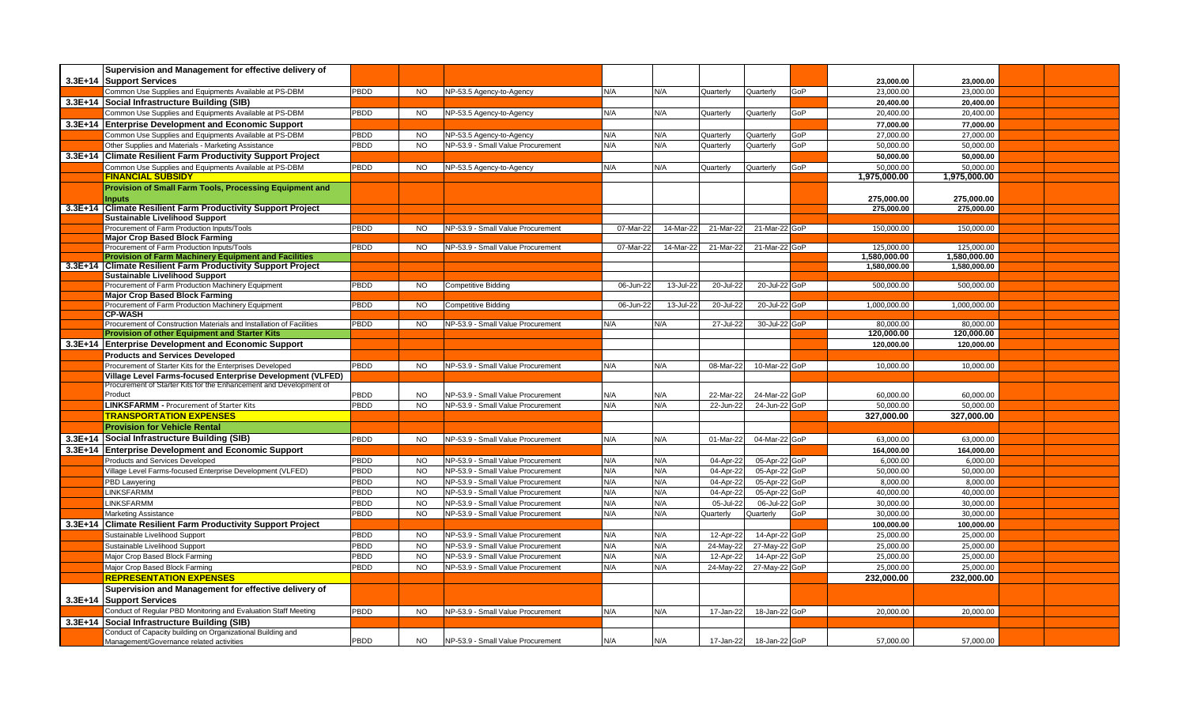| | | | | | | | | | | | | | |
|---|---|---|---|---|---|---|---|---|---|---|---|---|---|
| 3.3E+14 | **Supervision and Management for effective delivery of Support Services** | | | | | | | | | **23,000.00** | **23,000.00** | | |
| | Common Use Supplies and Equipments Available at PS-DBM | PBDD | NO | NP-53.5 Agency-to-Agency | N/A | N/A | Quarterly | Quarterly | GoP | 23,000.00 | 23,000.00 | | |
| 3.3E+14 | **Social Infrastructure Building (SIB)** | | | | | | | | | **20,400.00** | **20,400.00** | | |
| | Common Use Supplies and Equipments Available at PS-DBM | PBDD | NO | NP-53.5 Agency-to-Agency | N/A | N/A | Quarterly | Quarterly | GoP | 20,400.00 | 20,400.00 | | |
| 3.3E+14 | **Enterprise Development and Economic Support** | | | | | | | | | **77,000.00** | **77,000.00** | | |
| | Common Use Supplies and Equipments Available at PS-DBM | PBDD | NO | NP-53.5 Agency-to-Agency | N/A | N/A | Quarterly | Quarterly | GoP | 27,000.00 | 27,000.00 | | |
| | Other Supplies and Materials - Marketing Assistance | PBDD | NO | NP-53.9 - Small Value Procurement | N/A | N/A | Quarterly | Quarterly | GoP | 50,000.00 | 50,000.00 | | |
| 3.3E+14 | **Climate Resilient Farm Productivity Support Project** | | | | | | | | | **50,000.00** | **50,000.00** | | |
| | Common Use Supplies and Equipments Available at PS-DBM | PBDD | NO | NP-53.5 Agency-to-Agency | N/A | N/A | Quarterly | Quarterly | GoP | 50,000.00 | 50,000.00 | | |
| | **FINANCIAL SUBSIDY** | | | | | | | | | **1,975,000.00** | **1,975,000.00** | | |
| | **Provision of Small Farm Tools, Processing Equipment and Inputs** | | | | | | | | | **275,000.00** | **275,000.00** | | |
| 3.3E+14 | **Climate Resilient Farm Productivity Support Project** | | | | | | | | | **275,000.00** | **275,000.00** | | |
| | **Sustainable Livelihood Support** | | | | | | | | | | | | |
| | Procurement of Farm Production Inputs/Tools | PBDD | NO | NP-53.9 - Small Value Procurement | 07-Mar-22 | 14-Mar-22 | 21-Mar-22 | 21-Mar-22 | GoP | 150,000.00 | 150,000.00 | | |
| | **Major Crop Based Block Farming** | | | | | | | | | | | | |
| | Procurement of Farm Production Inputs/Tools | PBDD | NO | NP-53.9 - Small Value Procurement | 07-Mar-22 | 14-Mar-22 | 21-Mar-22 | 21-Mar-22 | GoP | 125,000.00 | 125,000.00 | | |
| | **Provision of Farm Machinery Equipment and Facilities** | | | | | | | | | **1,580,000.00** | **1,580,000.00** | | |
| 3.3E+14 | **Climate Resilient Farm Productivity Support Project** | | | | | | | | | **1,580,000.00** | **1,580,000.00** | | |
| | **Sustainable Livelihood Support** | | | | | | | | | | | | |
| | Procurement of Farm Production Machinery Equipment | PBDD | NO | Competitive Bidding | 06-Jun-22 | 13-Jul-22 | 20-Jul-22 | 20-Jul-22 | GoP | 500,000.00 | 500,000.00 | | |
| | **Major Crop Based Block Farming** | | | | | | | | | | | | |
| | Procurement of Farm Production Machinery Equipment | PBDD | NO | Competitive Bidding | 06-Jun-22 | 13-Jul-22 | 20-Jul-22 | 20-Jul-22 | GoP | 1,000,000.00 | 1,000,000.00 | | |
| | **CP-WASH** | | | | | | | | | | | | |
| | Procurement of Construction Materials and Installation of Facilities | PBDD | NO | NP-53.9 - Small Value Procurement | N/A | N/A | 27-Jul-22 | 30-Jul-22 | GoP | 80,000.00 | 80,000.00 | | |
| | **Provision of other Equipment and Starter Kits** | | | | | | | | | **120,000.00** | **120,000.00** | | |
| 3.3E+14 | **Enterprise Development and Economic Support** | | | | | | | | | **120,000.00** | **120,000.00** | | |
| | **Products and Services Developed** | | | | | | | | | | | | |
| | Procurement of Starter Kits for the Enterprises Developed | PBDD | NO | NP-53.9 - Small Value Procurement | N/A | N/A | 08-Mar-22 | 10-Mar-22 | GoP | 10,000.00 | 10,000.00 | | |
| | **Village Level Farms-focused Enterprise Development (VLFED)** | | | | | | | | | | | | |
| | Procurement of Starter Kits for the Enhancement and Development of Product | PBDD | NO | NP-53.9 - Small Value Procurement | N/A | N/A | 22-Mar-22 | 24-Mar-22 | GoP | 60,000.00 | 60,000.00 | | |
| | **LINKSFARMM** - Procurement of Starter Kits | PBDD | NO | NP-53.9 - Small Value Procurement | N/A | N/A | 22-Jun-22 | 24-Jun-22 | GoP | 50,000.00 | 50,000.00 | | |
| | **TRANSPORTATION EXPENSES** | | | | | | | | | **327,000.00** | **327,000.00** | | |
| | **Provision for Vehicle Rental** | | | | | | | | | | | | |
| 3.3E+14 | **Social Infrastructure Building (SIB)** | PBDD | NO | NP-53.9 - Small Value Procurement | N/A | N/A | 01-Mar-22 | 04-Mar-22 | GoP | 63,000.00 | 63,000.00 | | |
| 3.3E+14 | **Enterprise Development and Economic Support** | | | | | | | | | **164,000.00** | **164,000.00** | | |
| | Products and Services Developed | PBDD | NO | NP-53.9 - Small Value Procurement | N/A | N/A | 04-Apr-22 | 05-Apr-22 | GoP | 6,000.00 | 6,000.00 | | |
| | Village Level Farms-focused Enterprise Development (VLFED) | PBDD | NO | NP-53.9 - Small Value Procurement | N/A | N/A | 04-Apr-22 | 05-Apr-22 | GoP | 50,000.00 | 50,000.00 | | |
| | PBD Lawyering | PBDD | NO | NP-53.9 - Small Value Procurement | N/A | N/A | 04-Apr-22 | 05-Apr-22 | GoP | 8,000.00 | 8,000.00 | | |
| | LINKSFARMM | PBDD | NO | NP-53.9 - Small Value Procurement | N/A | N/A | 04-Apr-22 | 05-Apr-22 | GoP | 40,000.00 | 40,000.00 | | |
| | LINKSFARMM | PBDD | NO | NP-53.9 - Small Value Procurement | N/A | N/A | 05-Jul-22 | 06-Jul-22 | GoP | 30,000.00 | 30,000.00 | | |
| | Marketing Assistance | PBDD | NO | NP-53.9 - Small Value Procurement | N/A | N/A | Quarterly | Quarterly | GoP | 30,000.00 | 30,000.00 | | |
| 3.3E+14 | **Climate Resilient Farm Productivity Support Project** | | | | | | | | | **100,000.00** | **100,000.00** | | |
| | Sustainable Livelihood Support | PBDD | NO | NP-53.9 - Small Value Procurement | N/A | N/A | 12-Apr-22 | 14-Apr-22 | GoP | 25,000.00 | 25,000.00 | | |
| | Sustainable Livelihood Support | PBDD | NO | NP-53.9 - Small Value Procurement | N/A | N/A | 24-May-22 | 27-May-22 | GoP | 25,000.00 | 25,000.00 | | |
| | Major Crop Based Block Farming | PBDD | NO | NP-53.9 - Small Value Procurement | N/A | N/A | 12-Apr-22 | 14-Apr-22 | GoP | 25,000.00 | 25,000.00 | | |
| | Major Crop Based Block Farming | PBDD | NO | NP-53.9 - Small Value Procurement | N/A | N/A | 24-May-22 | 27-May-22 | GoP | 25,000.00 | 25,000.00 | | |
| | **REPRESENTATION EXPENSES** | | | | | | | | | **232,000.00** | **232,000.00** | | |
| 3.3E+14 | **Supervision and Management for effective delivery of Support Services** | | | | | | | | | | | | |
| | Conduct of Regular PBD Monitoring and Evaluation Staff Meeting | PBDD | NO | NP-53.9 - Small Value Procurement | N/A | N/A | 17-Jan-22 | 18-Jan-22 | GoP | 20,000.00 | 20,000.00 | | |
| 3.3E+14 | **Social Infrastructure Building (SIB)** | | | | | | | | | | | | |
| | Conduct of Capacity building on Organizational Building and Management/Governance related activities | PBDD | NO | NP-53.9 - Small Value Procurement | N/A | N/A | 17-Jan-22 | 18-Jan-22 | GoP | 57,000.00 | 57,000.00 | | |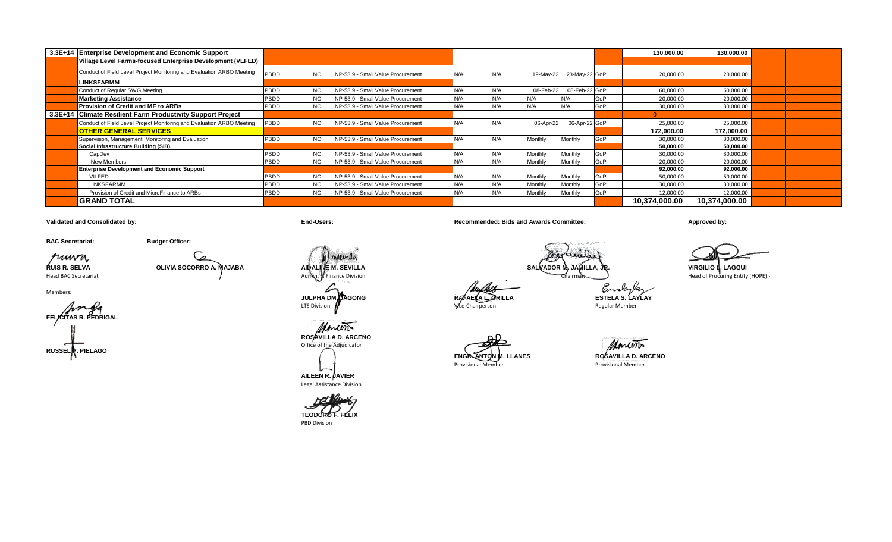| | | | | | | | | | | | | | |
|---|---|---|---|---|---|---|---|---|---|---|---|---|---|
| 3.3E+14 | **Enterprise Development and Economic Support** | | | | | | | | | 130,000.00 | 130,000.00 | | |
| | **Village Level Farms-focused Enterprise Development (VLFED)** | | | | | | | | | | | | |
| | Conduct of Field Level Project Monitoring and Evaluation ARBO Meeting | PBDD | NO | NP-53.9 - Small Value Procurement | N/A | N/A | 19-May-22 | 23-May-22 | GoP | 20,000.00 | 20,000.00 | | |
| | **LINKSFARMM** | | | | | | | | | | | | |
| | Conduct of Regular SWG Meeting | PBDD | NO | NP-53.9 - Small Value Procurement | N/A | N/A | 08-Feb-22 | 08-Feb-22 | GoP | 60,000.00 | 60,000.00 | | |
| | **Marketing Assistance** | PBDD | NO | NP-53.9 - Small Value Procurement | N/A | N/A | N/A | N/A | GoP | 20,000.00 | 20,000.00 | | |
| | **Provision of Credit and MF to ARBs** | PBDD | NO | NP-53.9 - Small Value Procurement | N/A | N/A | N/A | N/A | GoP | 30,000.00 | 30,000.00 | | |
| 3.3E+14 | **Climate Resilient Farm Productivity Support Project** | | | | | | | | | 0 | | | |
| | Conduct of Field Level Project Monitoring and Evaluation ARBO Meeting | PBDD | NO | NP-53.9 - Small Value Procurement | N/A | N/A | 06-Apr-22 | 06-Apr-22 | GoP | 25,000.00 | 25,000.00 | | |
| | **OTHER GENERAL SERVICES** | | | | | | | | | **172,000.00** | **172,000.00** | | |
| | Supervision, Management, Monitoring and Evaluation | PBDD | NO | NP-53.9 - Small Value Procurement | N/A | N/A | Monthly | Monthly | GoP | 30,000.00 | 30,000.00 | | |
| | **Social Infrastructure Building (SIB)** | | | | | | | | | **50,000.00** | **50,000.00** | | |
| | CapDev | PBDD | NO | NP-53.9 - Small Value Procurement | N/A | N/A | Monthly | Monthly | GoP | 30,000.00 | 30,000.00 | | |
| | New Members | PBDD | NO | NP-53.9 - Small Value Procurement | N/A | N/A | Monthly | Monthly | GoP | 20,000.00 | 20,000.00 | | |
| | **Enterprise Development and Economic Support** | | | | | | | | | **92,000.00** | **92,000.00** | | |
| | VILFED | PBDD | NO | NP-53.9 - Small Value Procurement | N/A | N/A | Monthly | Monthly | GoP | 50,000.00 | 50,000.00 | | |
| | LINKSFARMM | PBDD | NO | NP-53.9 - Small Value Procurement | N/A | N/A | Monthly | Monthly | GoP | 30,000.00 | 30,000.00 | | |
| | Provision of Credit and MicroFinance to ARBs | PBDD | NO | NP-53.9 - Small Value Procurement | N/A | N/A | Monthly | Monthly | GoP | 12,000.00 | 12,000.00 | | |
| | **GRAND TOTAL** | | | | | | | | | **10,374,000.00** | **10,374,000.00** | | |

**Validated and Consolidated by:**

**BAC Secretariat:**

**RUIS R. SELVA**
Head BAC Secretariat

**Budget Officer:**

**OLIVIA SOCORRO A. MAJABA**

Members:

**FELICITAS R. PEDRIGAL**

**RUSSEL P. PIELAGO**

**End-Users:**

**AIDALINE M. SEVILLA**
Admin. & Finance Division

**JULPHA DM. MAGONG**
LTS Division

**ROSAVILLA D. ARCEÑO**
Office of the Adjudicator

**AILEEN R. JAVIER**
Legal Assistance Division

**TEODORO F. FELIX**
PBD Division

**Recommended: Bids and Awards Committee:**

**SALVADOR M. JAMILLA, JR.**
Chairman

**RAFAELA L. ORILLA**
Vice-Chairperson

**ESTELA S. LAYLAY**
Regular Member

**ENGR. ANTON M. LLANES**
Provisional Member

**ROSAVILLA D. ARCENO**
Provisional Member

**Approved by:**

**VIRGILIO L. LAGGUI**
Head of Procuring Entity (HOPE)